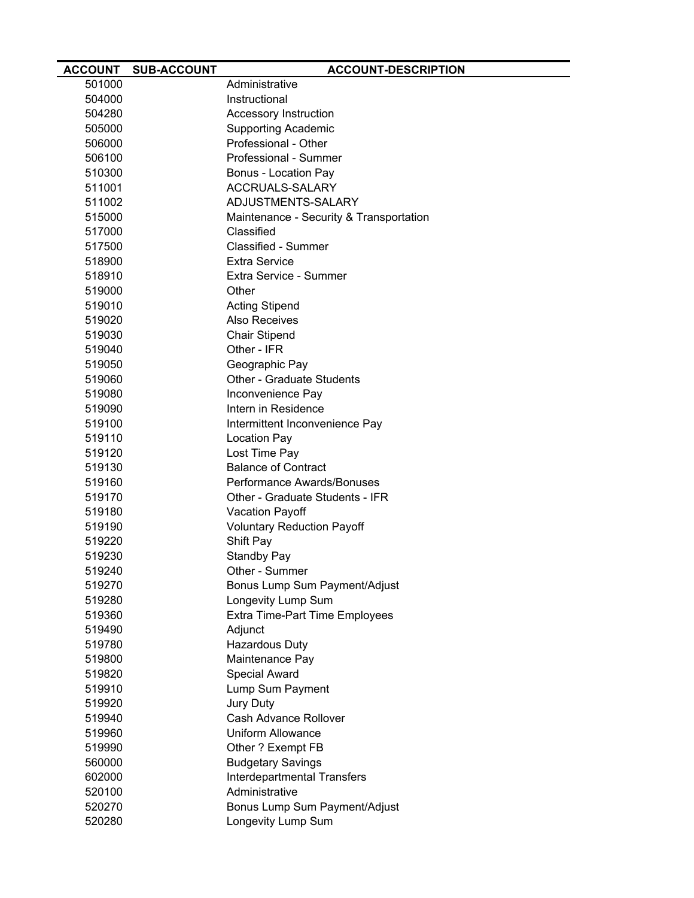| ACCOUNT | SUB-ACCOUNT | ACCOUNT-DESCRIPTION |
|---|---|---|
| 501000 | | Administrative |
| 504000 | | Instructional |
| 504280 | | Accessory Instruction |
| 505000 | | Supporting Academic |
| 506000 | | Professional - Other |
| 506100 | | Professional - Summer |
| 510300 | | Bonus - Location Pay |
| 511001 | | ACCRUALS-SALARY |
| 511002 | | ADJUSTMENTS-SALARY |
| 515000 | | Maintenance - Security & Transportation |
| 517000 | | Classified |
| 517500 | | Classified - Summer |
| 518900 | | Extra Service |
| 518910 | | Extra Service - Summer |
| 519000 | | Other |
| 519010 | | Acting Stipend |
| 519020 | | Also Receives |
| 519030 | | Chair Stipend |
| 519040 | | Other - IFR |
| 519050 | | Geographic Pay |
| 519060 | | Other - Graduate Students |
| 519080 | | Inconvenience Pay |
| 519090 | | Intern in Residence |
| 519100 | | Intermittent Inconvenience Pay |
| 519110 | | Location Pay |
| 519120 | | Lost Time Pay |
| 519130 | | Balance of Contract |
| 519160 | | Performance Awards/Bonuses |
| 519170 | | Other - Graduate Students - IFR |
| 519180 | | Vacation Payoff |
| 519190 | | Voluntary Reduction Payoff |
| 519220 | | Shift Pay |
| 519230 | | Standby Pay |
| 519240 | | Other - Summer |
| 519270 | | Bonus Lump Sum Payment/Adjust |
| 519280 | | Longevity Lump Sum |
| 519360 | | Extra Time-Part Time Employees |
| 519490 | | Adjunct |
| 519780 | | Hazardous Duty |
| 519800 | | Maintenance Pay |
| 519820 | | Special Award |
| 519910 | | Lump Sum Payment |
| 519920 | | Jury Duty |
| 519940 | | Cash Advance Rollover |
| 519960 | | Uniform Allowance |
| 519990 | | Other ? Exempt FB |
| 560000 | | Budgetary Savings |
| 602000 | | Interdepartmental Transfers |
| 520100 | | Administrative |
| 520270 | | Bonus Lump Sum Payment/Adjust |
| 520280 | | Longevity Lump Sum |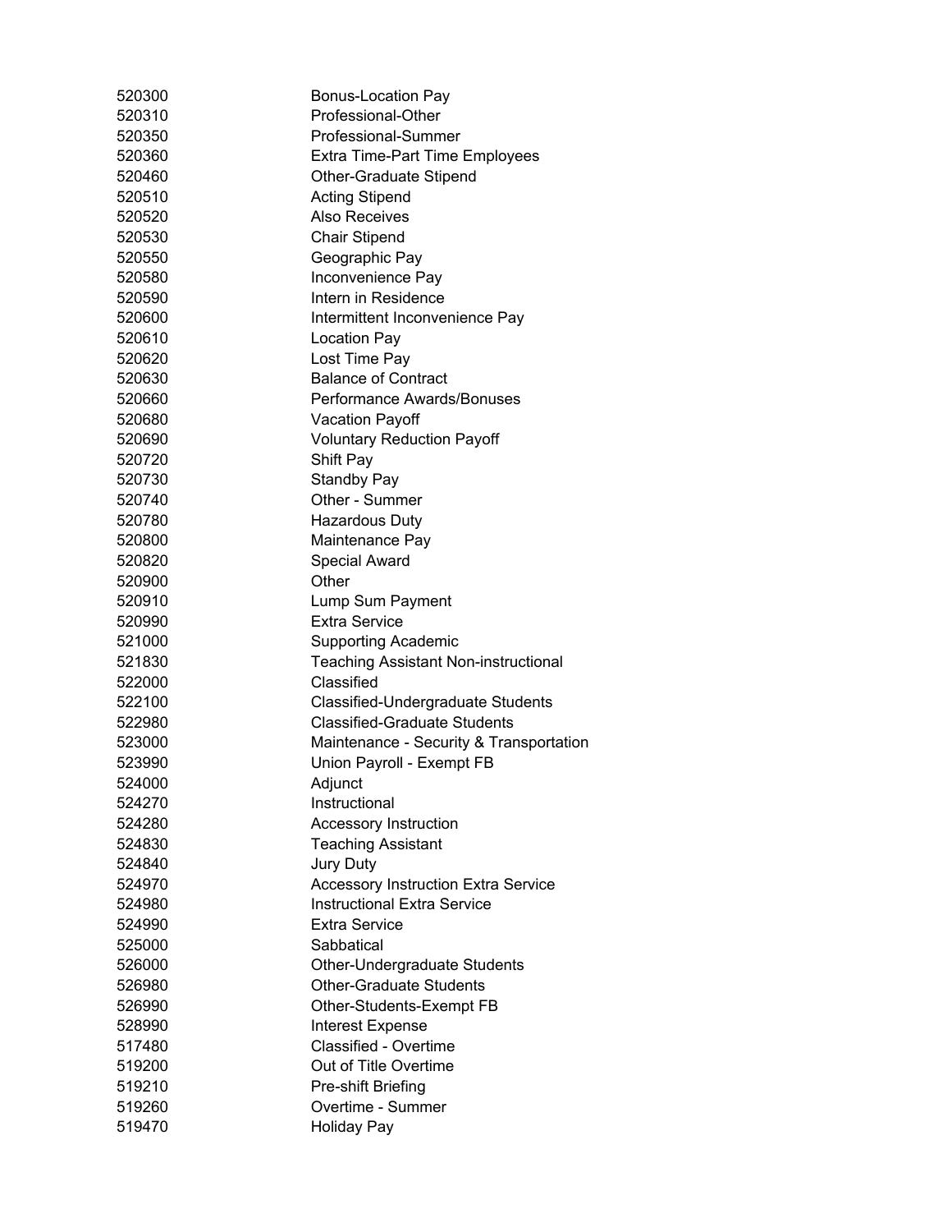| | |
|---|---|
| 520300 | Bonus-Location Pay |
| 520310 | Professional-Other |
| 520350 | Professional-Summer |
| 520360 | Extra Time-Part Time Employees |
| 520460 | Other-Graduate Stipend |
| 520510 | Acting Stipend |
| 520520 | Also Receives |
| 520530 | Chair Stipend |
| 520550 | Geographic Pay |
| 520580 | Inconvenience Pay |
| 520590 | Intern in Residence |
| 520600 | Intermittent Inconvenience Pay |
| 520610 | Location Pay |
| 520620 | Lost Time Pay |
| 520630 | Balance of Contract |
| 520660 | Performance Awards/Bonuses |
| 520680 | Vacation Payoff |
| 520690 | Voluntary Reduction Payoff |
| 520720 | Shift Pay |
| 520730 | Standby Pay |
| 520740 | Other - Summer |
| 520780 | Hazardous Duty |
| 520800 | Maintenance Pay |
| 520820 | Special Award |
| 520900 | Other |
| 520910 | Lump Sum Payment |
| 520990 | Extra Service |
| 521000 | Supporting Academic |
| 521830 | Teaching Assistant Non-instructional |
| 522000 | Classified |
| 522100 | Classified-Undergraduate Students |
| 522980 | Classified-Graduate Students |
| 523000 | Maintenance - Security & Transportation |
| 523990 | Union Payroll - Exempt FB |
| 524000 | Adjunct |
| 524270 | Instructional |
| 524280 | Accessory Instruction |
| 524830 | Teaching Assistant |
| 524840 | Jury Duty |
| 524970 | Accessory Instruction Extra Service |
| 524980 | Instructional Extra Service |
| 524990 | Extra Service |
| 525000 | Sabbatical |
| 526000 | Other-Undergraduate Students |
| 526980 | Other-Graduate Students |
| 526990 | Other-Students-Exempt FB |
| 528990 | Interest Expense |
| 517480 | Classified - Overtime |
| 519200 | Out of Title Overtime |
| 519210 | Pre-shift Briefing |
| 519260 | Overtime - Summer |
| 519470 | Holiday Pay |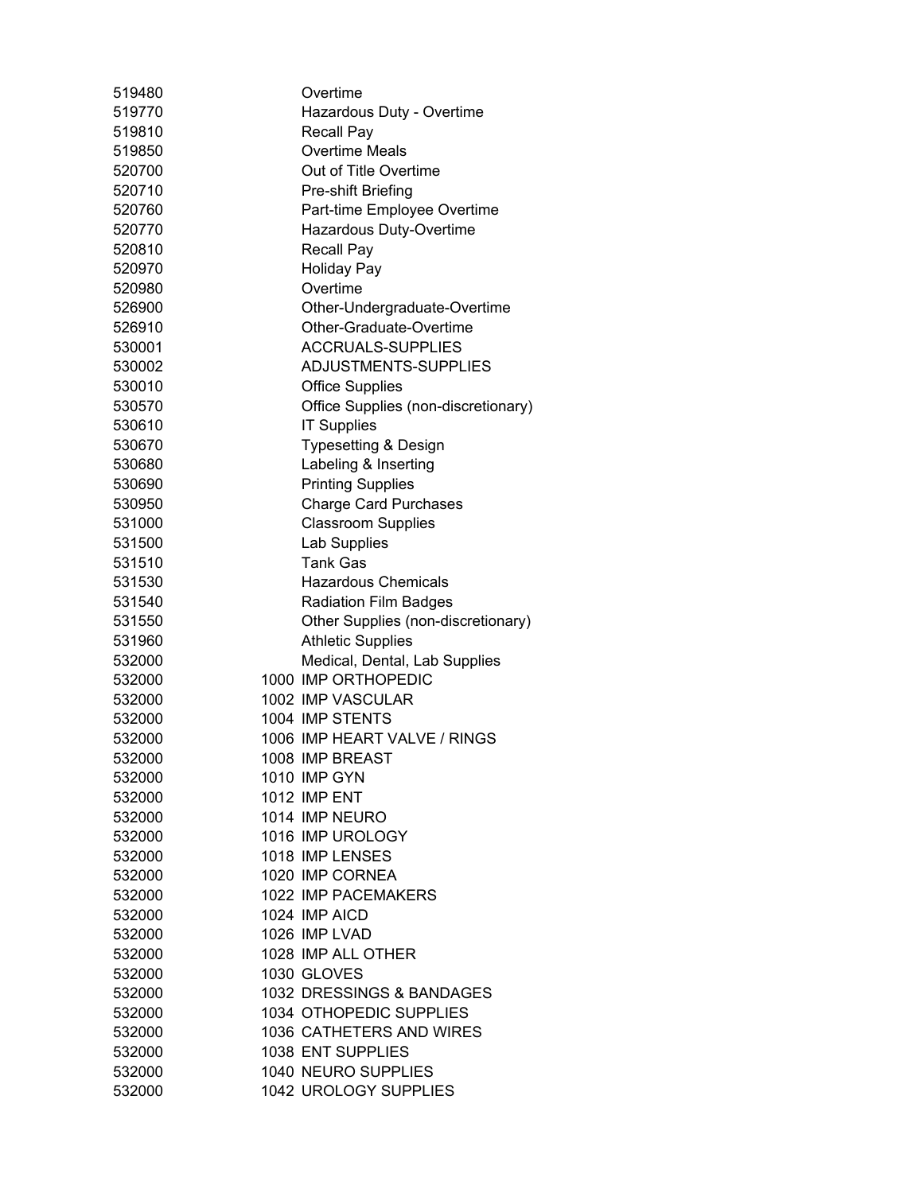| | | |
|---|---|---|
| 519480 | | Overtime |
| 519770 | | Hazardous Duty - Overtime |
| 519810 | | Recall Pay |
| 519850 | | Overtime Meals |
| 520700 | | Out of Title Overtime |
| 520710 | | Pre-shift Briefing |
| 520760 | | Part-time Employee Overtime |
| 520770 | | Hazardous Duty-Overtime |
| 520810 | | Recall Pay |
| 520970 | | Holiday Pay |
| 520980 | | Overtime |
| 526900 | | Other-Undergraduate-Overtime |
| 526910 | | Other-Graduate-Overtime |
| 530001 | | ACCRUALS-SUPPLIES |
| 530002 | | ADJUSTMENTS-SUPPLIES |
| 530010 | | Office Supplies |
| 530570 | | Office Supplies (non-discretionary) |
| 530610 | | IT Supplies |
| 530670 | | Typesetting & Design |
| 530680 | | Labeling & Inserting |
| 530690 | | Printing Supplies |
| 530950 | | Charge Card Purchases |
| 531000 | | Classroom Supplies |
| 531500 | | Lab Supplies |
| 531510 | | Tank Gas |
| 531530 | | Hazardous Chemicals |
| 531540 | | Radiation Film Badges |
| 531550 | | Other Supplies (non-discretionary) |
| 531960 | | Athletic Supplies |
| 532000 | | Medical, Dental, Lab Supplies |
| 532000 | 1000 | IMP ORTHOPEDIC |
| 532000 | 1002 | IMP VASCULAR |
| 532000 | 1004 | IMP STENTS |
| 532000 | 1006 | IMP HEART VALVE / RINGS |
| 532000 | 1008 | IMP BREAST |
| 532000 | 1010 | IMP GYN |
| 532000 | 1012 | IMP ENT |
| 532000 | 1014 | IMP NEURO |
| 532000 | 1016 | IMP UROLOGY |
| 532000 | 1018 | IMP LENSES |
| 532000 | 1020 | IMP CORNEA |
| 532000 | 1022 | IMP PACEMAKERS |
| 532000 | 1024 | IMP AICD |
| 532000 | 1026 | IMP LVAD |
| 532000 | 1028 | IMP ALL OTHER |
| 532000 | 1030 | GLOVES |
| 532000 | 1032 | DRESSINGS & BANDAGES |
| 532000 | 1034 | OTHOPEDIC SUPPLIES |
| 532000 | 1036 | CATHETERS AND WIRES |
| 532000 | 1038 | ENT SUPPLIES |
| 532000 | 1040 | NEURO SUPPLIES |
| 532000 | 1042 | UROLOGY SUPPLIES |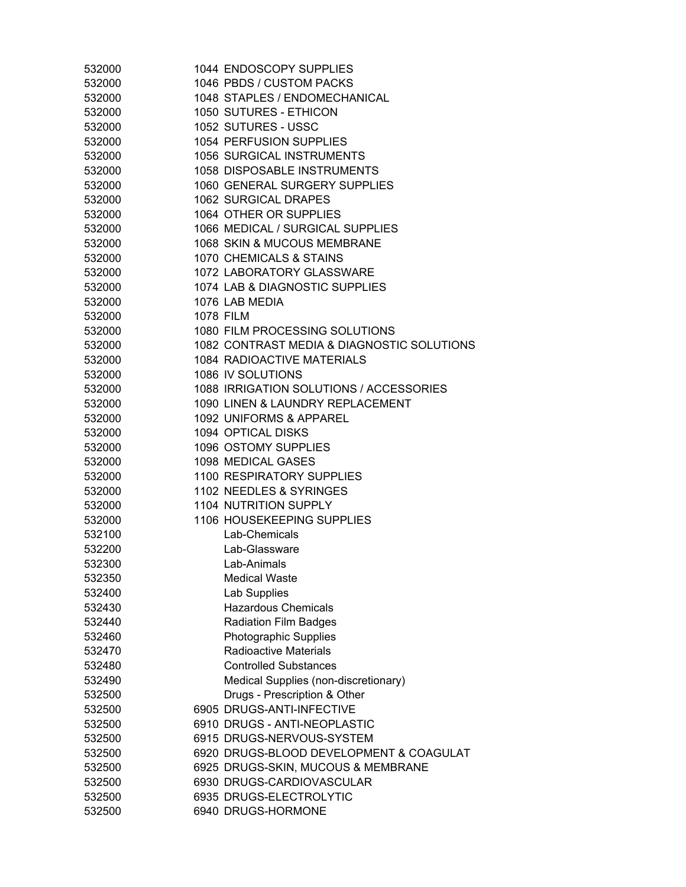| | | |
|---|---|---|
| 532000 | 1044 | ENDOSCOPY SUPPLIES |
| 532000 | 1046 | PBDS / CUSTOM PACKS |
| 532000 | 1048 | STAPLES / ENDOMECHANICAL |
| 532000 | 1050 | SUTURES - ETHICON |
| 532000 | 1052 | SUTURES - USSC |
| 532000 | 1054 | PERFUSION SUPPLIES |
| 532000 | 1056 | SURGICAL INSTRUMENTS |
| 532000 | 1058 | DISPOSABLE INSTRUMENTS |
| 532000 | 1060 | GENERAL SURGERY SUPPLIES |
| 532000 | 1062 | SURGICAL DRAPES |
| 532000 | 1064 | OTHER OR SUPPLIES |
| 532000 | 1066 | MEDICAL / SURGICAL SUPPLIES |
| 532000 | 1068 | SKIN & MUCOUS MEMBRANE |
| 532000 | 1070 | CHEMICALS & STAINS |
| 532000 | 1072 | LABORATORY GLASSWARE |
| 532000 | 1074 | LAB & DIAGNOSTIC SUPPLIES |
| 532000 | 1076 | LAB MEDIA |
| 532000 | 1078 | FILM |
| 532000 | 1080 | FILM PROCESSING SOLUTIONS |
| 532000 | 1082 | CONTRAST MEDIA & DIAGNOSTIC SOLUTIONS |
| 532000 | 1084 | RADIOACTIVE MATERIALS |
| 532000 | 1086 | IV SOLUTIONS |
| 532000 | 1088 | IRRIGATION SOLUTIONS / ACCESSORIES |
| 532000 | 1090 | LINEN & LAUNDRY REPLACEMENT |
| 532000 | 1092 | UNIFORMS & APPAREL |
| 532000 | 1094 | OPTICAL DISKS |
| 532000 | 1096 | OSTOMY SUPPLIES |
| 532000 | 1098 | MEDICAL GASES |
| 532000 | 1100 | RESPIRATORY SUPPLIES |
| 532000 | 1102 | NEEDLES & SYRINGES |
| 532000 | 1104 | NUTRITION SUPPLY |
| 532000 | 1106 | HOUSEKEEPING SUPPLIES |
| 532100 | | Lab-Chemicals |
| 532200 | | Lab-Glassware |
| 532300 | | Lab-Animals |
| 532350 | | Medical Waste |
| 532400 | | Lab Supplies |
| 532430 | | Hazardous Chemicals |
| 532440 | | Radiation Film Badges |
| 532460 | | Photographic Supplies |
| 532470 | | Radioactive Materials |
| 532480 | | Controlled Substances |
| 532490 | | Medical Supplies (non-discretionary) |
| 532500 | | Drugs - Prescription & Other |
| 532500 | 6905 | DRUGS-ANTI-INFECTIVE |
| 532500 | 6910 | DRUGS - ANTI-NEOPLASTIC |
| 532500 | 6915 | DRUGS-NERVOUS-SYSTEM |
| 532500 | 6920 | DRUGS-BLOOD DEVELOPMENT & COAGULAT |
| 532500 | 6925 | DRUGS-SKIN, MUCOUS & MEMBRANE |
| 532500 | 6930 | DRUGS-CARDIOVASCULAR |
| 532500 | 6935 | DRUGS-ELECTROLYTIC |
| 532500 | 6940 | DRUGS-HORMONE |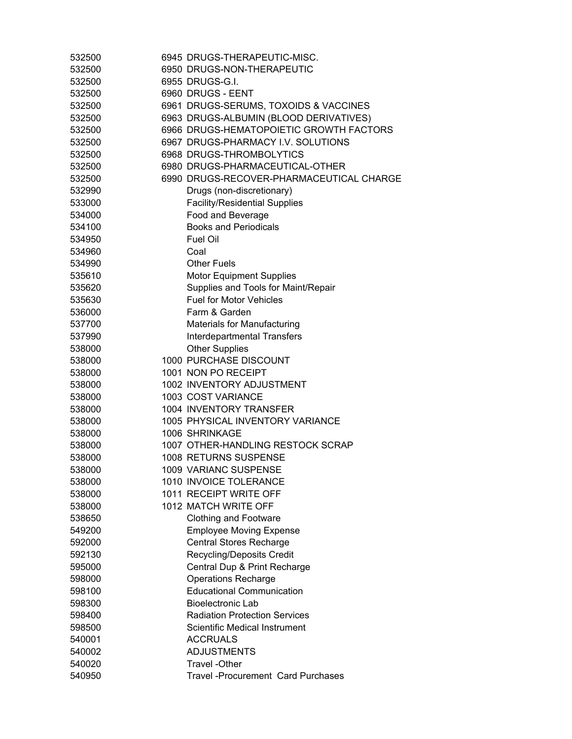| | | |
|---|---|---|
| 532500 | 6945 | DRUGS-THERAPEUTIC-MISC. |
| 532500 | 6950 | DRUGS-NON-THERAPEUTIC |
| 532500 | 6955 | DRUGS-G.I. |
| 532500 | 6960 | DRUGS - EENT |
| 532500 | 6961 | DRUGS-SERUMS, TOXOIDS & VACCINES |
| 532500 | 6963 | DRUGS-ALBUMIN (BLOOD DERIVATIVES) |
| 532500 | 6966 | DRUGS-HEMATOPOIETIC GROWTH FACTORS |
| 532500 | 6967 | DRUGS-PHARMACY I.V. SOLUTIONS |
| 532500 | 6968 | DRUGS-THROMBOLYTICS |
| 532500 | 6980 | DRUGS-PHARMACEUTICAL-OTHER |
| 532500 | 6990 | DRUGS-RECOVER-PHARMACEUTICAL CHARGE |
| 532990 | | Drugs (non-discretionary) |
| 533000 | | Facility/Residential Supplies |
| 534000 | | Food and Beverage |
| 534100 | | Books and Periodicals |
| 534950 | | Fuel Oil |
| 534960 | | Coal |
| 534990 | | Other Fuels |
| 535610 | | Motor Equipment Supplies |
| 535620 | | Supplies and Tools for Maint/Repair |
| 535630 | | Fuel for Motor Vehicles |
| 536000 | | Farm & Garden |
| 537700 | | Materials for Manufacturing |
| 537990 | | Interdepartmental Transfers |
| 538000 | | Other Supplies |
| 538000 | 1000 | PURCHASE DISCOUNT |
| 538000 | 1001 | NON PO RECEIPT |
| 538000 | 1002 | INVENTORY ADJUSTMENT |
| 538000 | 1003 | COST VARIANCE |
| 538000 | 1004 | INVENTORY TRANSFER |
| 538000 | 1005 | PHYSICAL INVENTORY VARIANCE |
| 538000 | 1006 | SHRINKAGE |
| 538000 | 1007 | OTHER-HANDLING RESTOCK SCRAP |
| 538000 | 1008 | RETURNS SUSPENSE |
| 538000 | 1009 | VARIANC SUSPENSE |
| 538000 | 1010 | INVOICE TOLERANCE |
| 538000 | 1011 | RECEIPT WRITE OFF |
| 538000 | 1012 | MATCH WRITE OFF |
| 538650 | | Clothing and Footware |
| 549200 | | Employee Moving Expense |
| 592000 | | Central Stores Recharge |
| 592130 | | Recycling/Deposits Credit |
| 595000 | | Central Dup & Print Recharge |
| 598000 | | Operations Recharge |
| 598100 | | Educational Communication |
| 598300 | | Bioelectronic Lab |
| 598400 | | Radiation Protection Services |
| 598500 | | Scientific Medical Instrument |
| 540001 | | ACCRUALS |
| 540002 | | ADJUSTMENTS |
| 540020 | | Travel -Other |
| 540950 | | Travel -Procurement Card Purchases |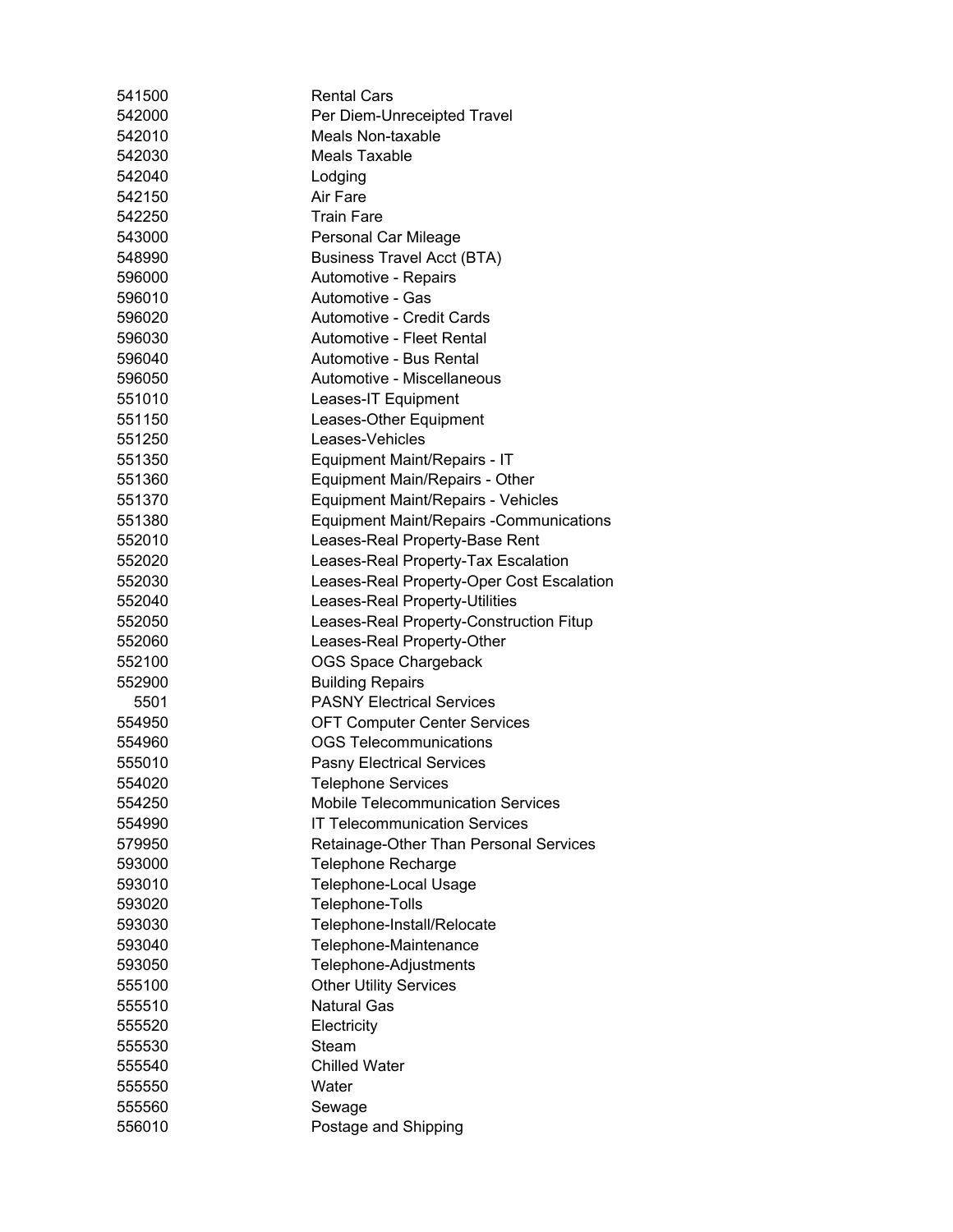| | |
|---|---|
| 541500 | Rental Cars |
| 542000 | Per Diem-Unreceipted Travel |
| 542010 | Meals Non-taxable |
| 542030 | Meals Taxable |
| 542040 | Lodging |
| 542150 | Air Fare |
| 542250 | Train Fare |
| 543000 | Personal Car Mileage |
| 548990 | Business Travel Acct (BTA) |
| 596000 | Automotive - Repairs |
| 596010 | Automotive - Gas |
| 596020 | Automotive - Credit Cards |
| 596030 | Automotive - Fleet Rental |
| 596040 | Automotive - Bus Rental |
| 596050 | Automotive - Miscellaneous |
| 551010 | Leases-IT Equipment |
| 551150 | Leases-Other Equipment |
| 551250 | Leases-Vehicles |
| 551350 | Equipment Maint/Repairs - IT |
| 551360 | Equipment Main/Repairs - Other |
| 551370 | Equipment Maint/Repairs - Vehicles |
| 551380 | Equipment Maint/Repairs -Communications |
| 552010 | Leases-Real Property-Base Rent |
| 552020 | Leases-Real Property-Tax Escalation |
| 552030 | Leases-Real Property-Oper Cost Escalation |
| 552040 | Leases-Real Property-Utilities |
| 552050 | Leases-Real Property-Construction Fitup |
| 552060 | Leases-Real Property-Other |
| 552100 | OGS Space Chargeback |
| 552900 | Building Repairs |
| 5501 | PASNY Electrical Services |
| 554950 | OFT Computer Center Services |
| 554960 | OGS Telecommunications |
| 555010 | Pasny Electrical Services |
| 554020 | Telephone Services |
| 554250 | Mobile Telecommunication Services |
| 554990 | IT Telecommunication Services |
| 579950 | Retainage-Other Than Personal Services |
| 593000 | Telephone Recharge |
| 593010 | Telephone-Local Usage |
| 593020 | Telephone-Tolls |
| 593030 | Telephone-Install/Relocate |
| 593040 | Telephone-Maintenance |
| 593050 | Telephone-Adjustments |
| 555100 | Other Utility Services |
| 555510 | Natural Gas |
| 555520 | Electricity |
| 555530 | Steam |
| 555540 | Chilled Water |
| 555550 | Water |
| 555560 | Sewage |
| 556010 | Postage and Shipping |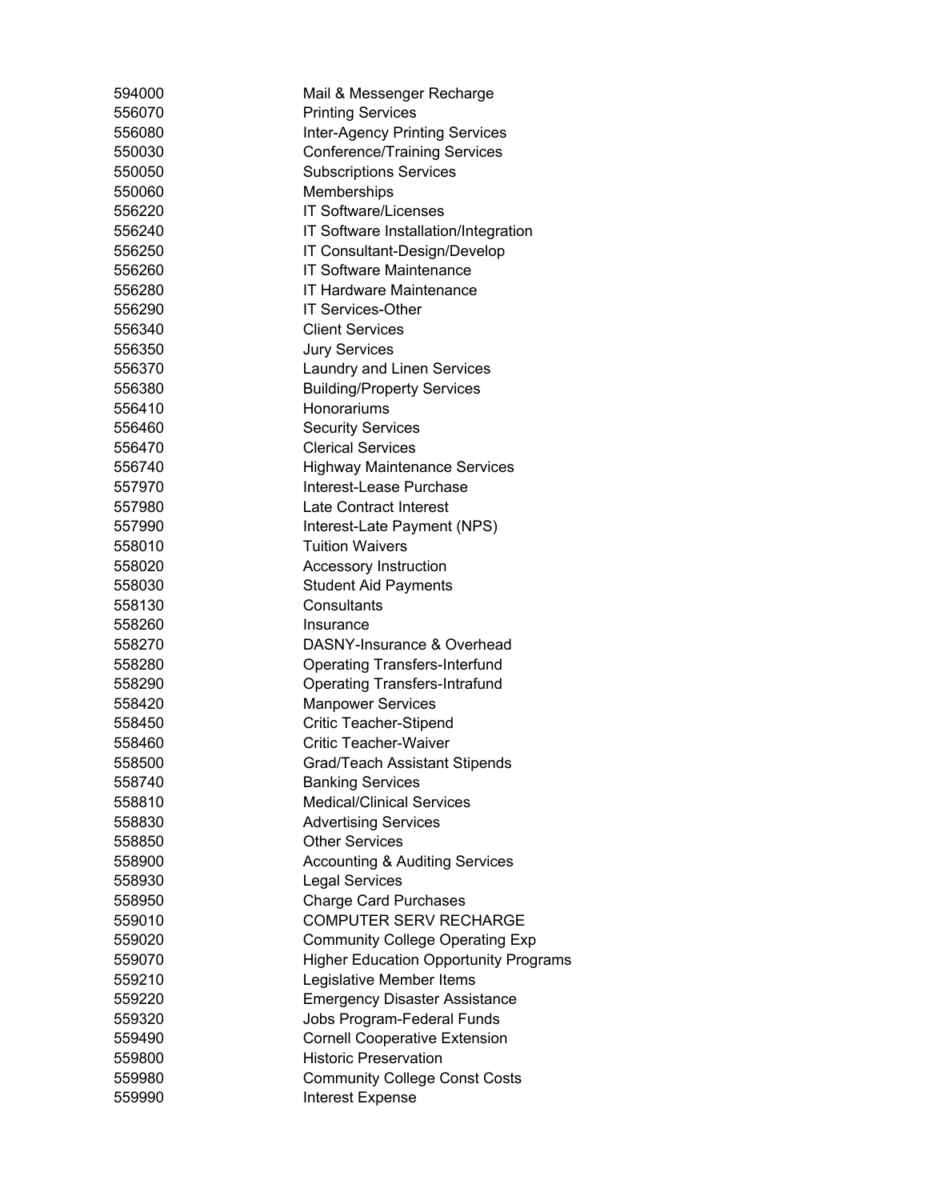| | |
|---|---|
| 594000 | Mail & Messenger Recharge |
| 556070 | Printing Services |
| 556080 | Inter-Agency Printing Services |
| 550030 | Conference/Training Services |
| 550050 | Subscriptions Services |
| 550060 | Memberships |
| 556220 | IT Software/Licenses |
| 556240 | IT Software Installation/Integration |
| 556250 | IT Consultant-Design/Develop |
| 556260 | IT Software Maintenance |
| 556280 | IT Hardware Maintenance |
| 556290 | IT Services-Other |
| 556340 | Client Services |
| 556350 | Jury Services |
| 556370 | Laundry and Linen Services |
| 556380 | Building/Property Services |
| 556410 | Honorariums |
| 556460 | Security Services |
| 556470 | Clerical Services |
| 556740 | Highway Maintenance Services |
| 557970 | Interest-Lease Purchase |
| 557980 | Late Contract Interest |
| 557990 | Interest-Late Payment (NPS) |
| 558010 | Tuition Waivers |
| 558020 | Accessory Instruction |
| 558030 | Student Aid Payments |
| 558130 | Consultants |
| 558260 | Insurance |
| 558270 | DASNY-Insurance & Overhead |
| 558280 | Operating Transfers-Interfund |
| 558290 | Operating Transfers-Intrafund |
| 558420 | Manpower Services |
| 558450 | Critic Teacher-Stipend |
| 558460 | Critic Teacher-Waiver |
| 558500 | Grad/Teach Assistant Stipends |
| 558740 | Banking Services |
| 558810 | Medical/Clinical Services |
| 558830 | Advertising Services |
| 558850 | Other Services |
| 558900 | Accounting & Auditing Services |
| 558930 | Legal Services |
| 558950 | Charge Card Purchases |
| 559010 | COMPUTER SERV RECHARGE |
| 559020 | Community College Operating Exp |
| 559070 | Higher Education Opportunity Programs |
| 559210 | Legislative Member Items |
| 559220 | Emergency Disaster Assistance |
| 559320 | Jobs Program-Federal Funds |
| 559490 | Cornell Cooperative Extension |
| 559800 | Historic Preservation |
| 559980 | Community College Const Costs |
| 559990 | Interest Expense |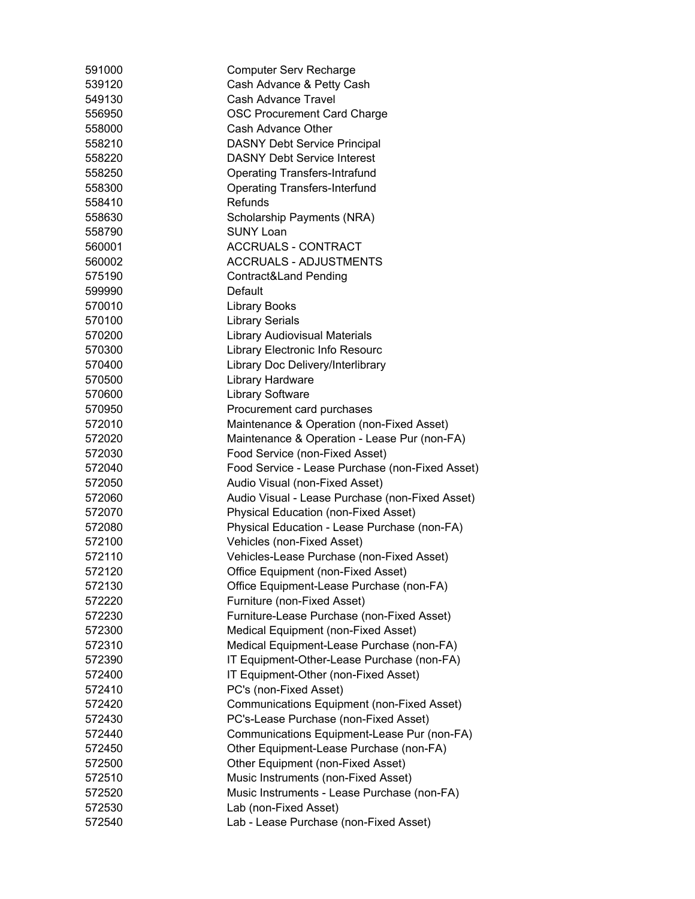| | |
|---|---|
| 591000 | Computer Serv Recharge |
| 539120 | Cash Advance & Petty Cash |
| 549130 | Cash Advance Travel |
| 556950 | OSC Procurement Card Charge |
| 558000 | Cash Advance Other |
| 558210 | DASNY Debt Service Principal |
| 558220 | DASNY Debt Service Interest |
| 558250 | Operating Transfers-Intrafund |
| 558300 | Operating Transfers-Interfund |
| 558410 | Refunds |
| 558630 | Scholarship Payments (NRA) |
| 558790 | SUNY Loan |
| 560001 | ACCRUALS - CONTRACT |
| 560002 | ACCRUALS - ADJUSTMENTS |
| 575190 | Contract&Land Pending |
| 599990 | Default |
| 570010 | Library Books |
| 570100 | Library Serials |
| 570200 | Library Audiovisual Materials |
| 570300 | Library Electronic Info Resourc |
| 570400 | Library Doc Delivery/Interlibrary |
| 570500 | Library Hardware |
| 570600 | Library Software |
| 570950 | Procurement card purchases |
| 572010 | Maintenance & Operation (non-Fixed Asset) |
| 572020 | Maintenance & Operation - Lease Pur (non-FA) |
| 572030 | Food Service (non-Fixed Asset) |
| 572040 | Food Service - Lease Purchase (non-Fixed Asset) |
| 572050 | Audio Visual (non-Fixed Asset) |
| 572060 | Audio Visual - Lease Purchase (non-Fixed Asset) |
| 572070 | Physical Education (non-Fixed Asset) |
| 572080 | Physical Education - Lease Purchase (non-FA) |
| 572100 | Vehicles (non-Fixed Asset) |
| 572110 | Vehicles-Lease Purchase (non-Fixed Asset) |
| 572120 | Office Equipment (non-Fixed Asset) |
| 572130 | Office Equipment-Lease Purchase (non-FA) |
| 572220 | Furniture (non-Fixed Asset) |
| 572230 | Furniture-Lease Purchase (non-Fixed Asset) |
| 572300 | Medical Equipment (non-Fixed Asset) |
| 572310 | Medical Equipment-Lease Purchase (non-FA) |
| 572390 | IT Equipment-Other-Lease Purchase (non-FA) |
| 572400 | IT Equipment-Other (non-Fixed Asset) |
| 572410 | PC's (non-Fixed Asset) |
| 572420 | Communications Equipment (non-Fixed Asset) |
| 572430 | PC's-Lease Purchase (non-Fixed Asset) |
| 572440 | Communications Equipment-Lease Pur (non-FA) |
| 572450 | Other Equipment-Lease Purchase (non-FA) |
| 572500 | Other Equipment (non-Fixed Asset) |
| 572510 | Music Instruments (non-Fixed Asset) |
| 572520 | Music Instruments - Lease Purchase (non-FA) |
| 572530 | Lab (non-Fixed Asset) |
| 572540 | Lab - Lease Purchase (non-Fixed Asset) |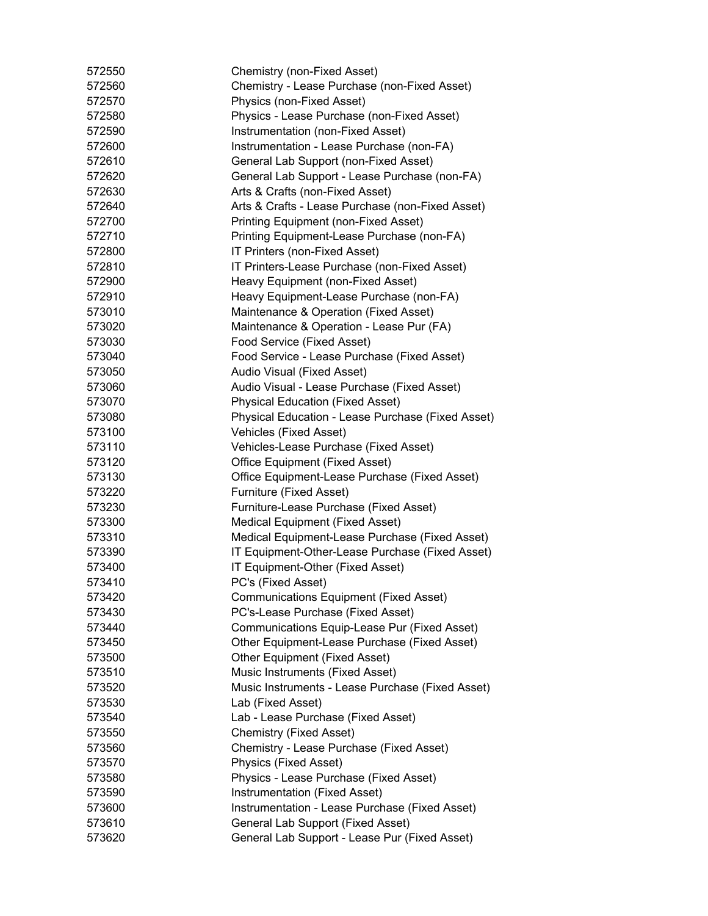| | |
|---|---|
| 572550 | Chemistry (non-Fixed Asset) |
| 572560 | Chemistry - Lease Purchase (non-Fixed Asset) |
| 572570 | Physics (non-Fixed Asset) |
| 572580 | Physics - Lease Purchase (non-Fixed Asset) |
| 572590 | Instrumentation (non-Fixed Asset) |
| 572600 | Instrumentation - Lease Purchase (non-FA) |
| 572610 | General Lab Support (non-Fixed Asset) |
| 572620 | General Lab Support - Lease Purchase (non-FA) |
| 572630 | Arts & Crafts (non-Fixed Asset) |
| 572640 | Arts & Crafts - Lease Purchase (non-Fixed Asset) |
| 572700 | Printing Equipment (non-Fixed Asset) |
| 572710 | Printing Equipment-Lease Purchase (non-FA) |
| 572800 | IT Printers (non-Fixed Asset) |
| 572810 | IT Printers-Lease Purchase (non-Fixed Asset) |
| 572900 | Heavy Equipment (non-Fixed Asset) |
| 572910 | Heavy Equipment-Lease Purchase (non-FA) |
| 573010 | Maintenance & Operation (Fixed Asset) |
| 573020 | Maintenance & Operation - Lease Pur (FA) |
| 573030 | Food Service (Fixed Asset) |
| 573040 | Food Service - Lease Purchase (Fixed Asset) |
| 573050 | Audio Visual (Fixed Asset) |
| 573060 | Audio Visual - Lease Purchase (Fixed Asset) |
| 573070 | Physical Education (Fixed Asset) |
| 573080 | Physical Education - Lease Purchase (Fixed Asset) |
| 573100 | Vehicles (Fixed Asset) |
| 573110 | Vehicles-Lease Purchase (Fixed Asset) |
| 573120 | Office Equipment (Fixed Asset) |
| 573130 | Office Equipment-Lease Purchase (Fixed Asset) |
| 573220 | Furniture (Fixed Asset) |
| 573230 | Furniture-Lease Purchase (Fixed Asset) |
| 573300 | Medical Equipment (Fixed Asset) |
| 573310 | Medical Equipment-Lease Purchase (Fixed Asset) |
| 573390 | IT Equipment-Other-Lease Purchase (Fixed Asset) |
| 573400 | IT Equipment-Other (Fixed Asset) |
| 573410 | PC's (Fixed Asset) |
| 573420 | Communications Equipment (Fixed Asset) |
| 573430 | PC's-Lease Purchase (Fixed Asset) |
| 573440 | Communications Equip-Lease Pur (Fixed Asset) |
| 573450 | Other Equipment-Lease Purchase (Fixed Asset) |
| 573500 | Other Equipment (Fixed Asset) |
| 573510 | Music Instruments (Fixed Asset) |
| 573520 | Music Instruments - Lease Purchase (Fixed Asset) |
| 573530 | Lab (Fixed Asset) |
| 573540 | Lab - Lease Purchase (Fixed Asset) |
| 573550 | Chemistry (Fixed Asset) |
| 573560 | Chemistry - Lease Purchase (Fixed Asset) |
| 573570 | Physics (Fixed Asset) |
| 573580 | Physics - Lease Purchase (Fixed Asset) |
| 573590 | Instrumentation (Fixed Asset) |
| 573600 | Instrumentation - Lease Purchase (Fixed Asset) |
| 573610 | General Lab Support (Fixed Asset) |
| 573620 | General Lab Support - Lease Pur (Fixed Asset) |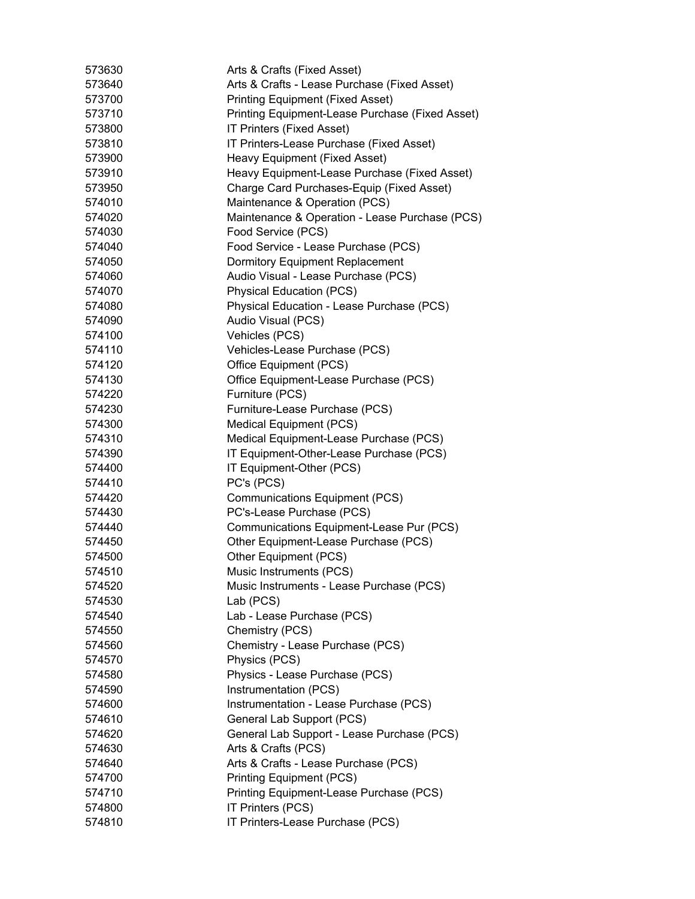| | |
|---|---|
| 573630 | Arts & Crafts (Fixed Asset) |
| 573640 | Arts & Crafts - Lease Purchase (Fixed Asset) |
| 573700 | Printing Equipment (Fixed Asset) |
| 573710 | Printing Equipment-Lease Purchase (Fixed Asset) |
| 573800 | IT Printers (Fixed Asset) |
| 573810 | IT Printers-Lease Purchase (Fixed Asset) |
| 573900 | Heavy Equipment (Fixed Asset) |
| 573910 | Heavy Equipment-Lease Purchase (Fixed Asset) |
| 573950 | Charge Card Purchases-Equip (Fixed Asset) |
| 574010 | Maintenance & Operation (PCS) |
| 574020 | Maintenance & Operation - Lease Purchase (PCS) |
| 574030 | Food Service (PCS) |
| 574040 | Food Service - Lease Purchase (PCS) |
| 574050 | Dormitory Equipment Replacement |
| 574060 | Audio Visual - Lease Purchase (PCS) |
| 574070 | Physical Education (PCS) |
| 574080 | Physical Education - Lease Purchase (PCS) |
| 574090 | Audio Visual (PCS) |
| 574100 | Vehicles (PCS) |
| 574110 | Vehicles-Lease Purchase (PCS) |
| 574120 | Office Equipment (PCS) |
| 574130 | Office Equipment-Lease Purchase (PCS) |
| 574220 | Furniture (PCS) |
| 574230 | Furniture-Lease Purchase (PCS) |
| 574300 | Medical Equipment (PCS) |
| 574310 | Medical Equipment-Lease Purchase (PCS) |
| 574390 | IT Equipment-Other-Lease Purchase (PCS) |
| 574400 | IT Equipment-Other (PCS) |
| 574410 | PC's (PCS) |
| 574420 | Communications Equipment (PCS) |
| 574430 | PC's-Lease Purchase (PCS) |
| 574440 | Communications Equipment-Lease Pur (PCS) |
| 574450 | Other Equipment-Lease Purchase (PCS) |
| 574500 | Other Equipment (PCS) |
| 574510 | Music Instruments (PCS) |
| 574520 | Music Instruments - Lease Purchase (PCS) |
| 574530 | Lab (PCS) |
| 574540 | Lab - Lease Purchase (PCS) |
| 574550 | Chemistry (PCS) |
| 574560 | Chemistry - Lease Purchase (PCS) |
| 574570 | Physics (PCS) |
| 574580 | Physics - Lease Purchase (PCS) |
| 574590 | Instrumentation (PCS) |
| 574600 | Instrumentation - Lease Purchase (PCS) |
| 574610 | General Lab Support (PCS) |
| 574620 | General Lab Support - Lease Purchase (PCS) |
| 574630 | Arts & Crafts (PCS) |
| 574640 | Arts & Crafts - Lease Purchase (PCS) |
| 574700 | Printing Equipment (PCS) |
| 574710 | Printing Equipment-Lease Purchase (PCS) |
| 574800 | IT Printers (PCS) |
| 574810 | IT Printers-Lease Purchase (PCS) |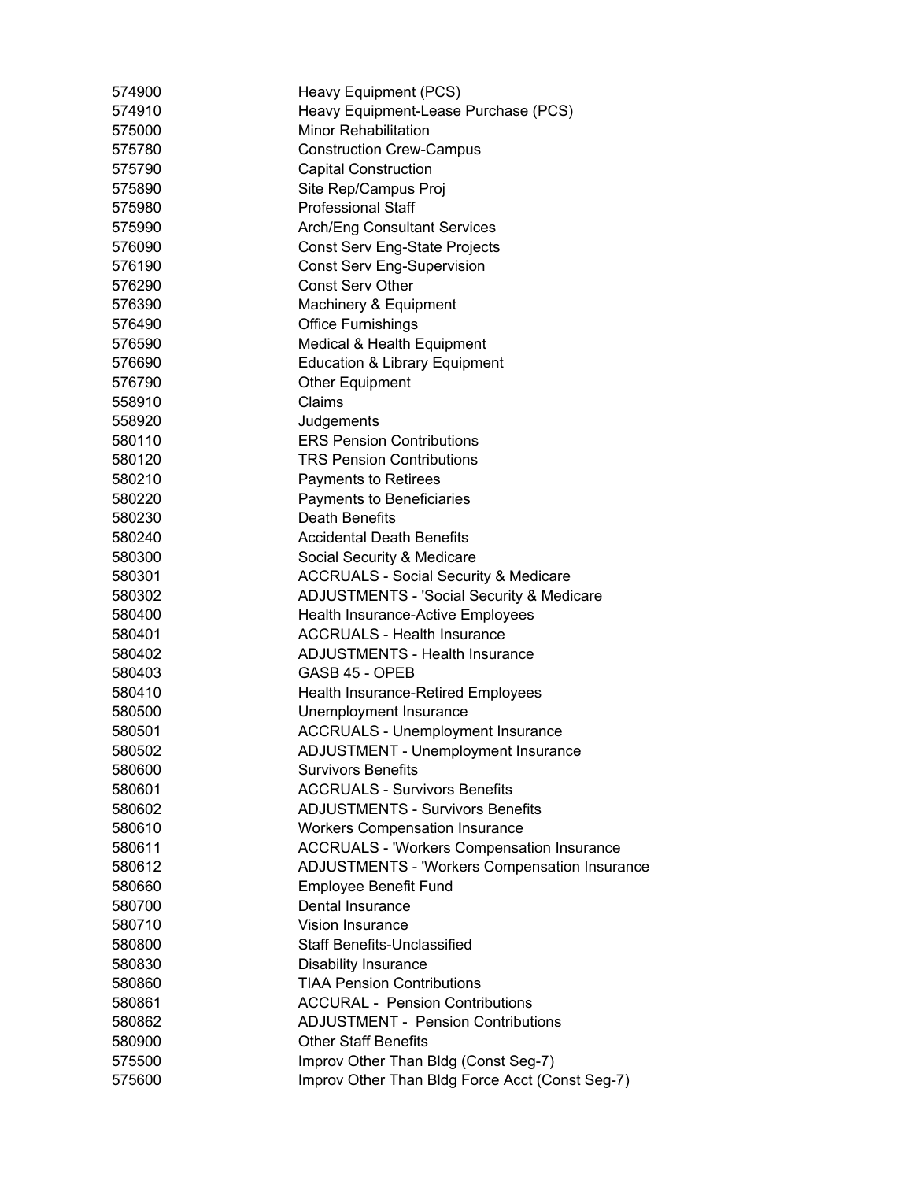| | |
|---|---|
| 574900 | Heavy Equipment (PCS) |
| 574910 | Heavy Equipment-Lease Purchase (PCS) |
| 575000 | Minor Rehabilitation |
| 575780 | Construction Crew-Campus |
| 575790 | Capital Construction |
| 575890 | Site Rep/Campus Proj |
| 575980 | Professional Staff |
| 575990 | Arch/Eng Consultant Services |
| 576090 | Const Serv Eng-State Projects |
| 576190 | Const Serv Eng-Supervision |
| 576290 | Const Serv Other |
| 576390 | Machinery & Equipment |
| 576490 | Office Furnishings |
| 576590 | Medical & Health Equipment |
| 576690 | Education & Library Equipment |
| 576790 | Other Equipment |
| 558910 | Claims |
| 558920 | Judgements |
| 580110 | ERS Pension Contributions |
| 580120 | TRS Pension Contributions |
| 580210 | Payments to Retirees |
| 580220 | Payments to Beneficiaries |
| 580230 | Death Benefits |
| 580240 | Accidental Death Benefits |
| 580300 | Social Security & Medicare |
| 580301 | ACCRUALS - Social Security & Medicare |
| 580302 | ADJUSTMENTS - 'Social Security & Medicare |
| 580400 | Health Insurance-Active Employees |
| 580401 | ACCRUALS - Health Insurance |
| 580402 | ADJUSTMENTS - Health Insurance |
| 580403 | GASB 45 - OPEB |
| 580410 | Health Insurance-Retired Employees |
| 580500 | Unemployment Insurance |
| 580501 | ACCRUALS - Unemployment Insurance |
| 580502 | ADJUSTMENT - Unemployment Insurance |
| 580600 | Survivors Benefits |
| 580601 | ACCRUALS - Survivors Benefits |
| 580602 | ADJUSTMENTS - Survivors Benefits |
| 580610 | Workers Compensation Insurance |
| 580611 | ACCRUALS - 'Workers Compensation Insurance |
| 580612 | ADJUSTMENTS - 'Workers Compensation Insurance |
| 580660 | Employee Benefit Fund |
| 580700 | Dental Insurance |
| 580710 | Vision Insurance |
| 580800 | Staff Benefits-Unclassified |
| 580830 | Disability Insurance |
| 580860 | TIAA Pension Contributions |
| 580861 | ACCURAL - Pension Contributions |
| 580862 | ADJUSTMENT - Pension Contributions |
| 580900 | Other Staff Benefits |
| 575500 | Improv Other Than Bldg (Const Seg-7) |
| 575600 | Improv Other Than Bldg Force Acct (Const Seg-7) |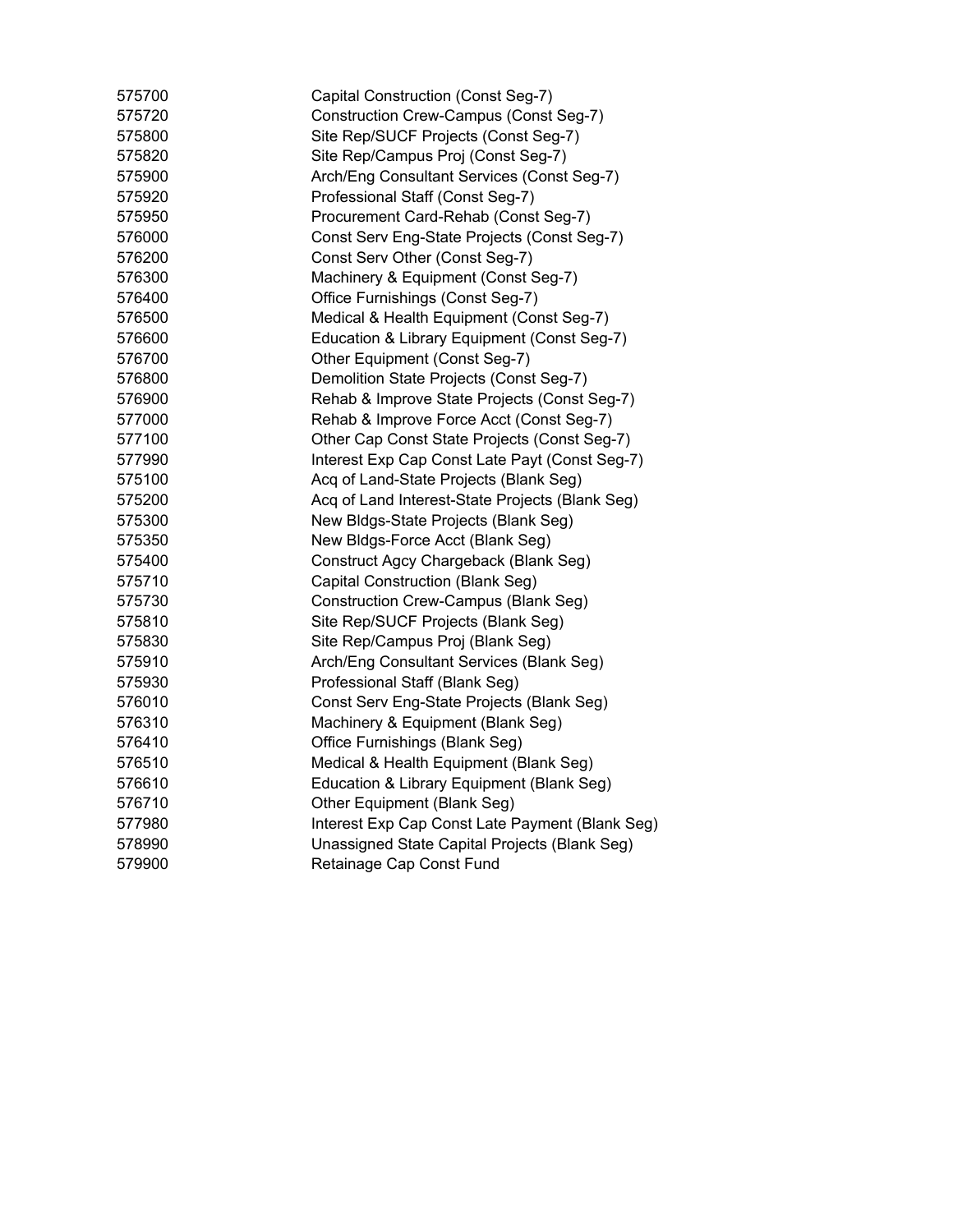| | |
|---|---|
| 575700 | Capital Construction (Const Seg-7) |
| 575720 | Construction Crew-Campus (Const Seg-7) |
| 575800 | Site Rep/SUCF Projects (Const Seg-7) |
| 575820 | Site Rep/Campus Proj (Const Seg-7) |
| 575900 | Arch/Eng Consultant Services (Const Seg-7) |
| 575920 | Professional Staff (Const Seg-7) |
| 575950 | Procurement Card-Rehab (Const Seg-7) |
| 576000 | Const Serv Eng-State Projects (Const Seg-7) |
| 576200 | Const Serv Other (Const Seg-7) |
| 576300 | Machinery & Equipment (Const Seg-7) |
| 576400 | Office Furnishings (Const Seg-7) |
| 576500 | Medical & Health Equipment (Const Seg-7) |
| 576600 | Education & Library Equipment (Const Seg-7) |
| 576700 | Other Equipment (Const Seg-7) |
| 576800 | Demolition State Projects (Const Seg-7) |
| 576900 | Rehab & Improve State Projects (Const Seg-7) |
| 577000 | Rehab & Improve Force Acct (Const Seg-7) |
| 577100 | Other Cap Const State Projects (Const Seg-7) |
| 577990 | Interest Exp Cap Const Late Payt (Const Seg-7) |
| 575100 | Acq of Land-State Projects (Blank Seg) |
| 575200 | Acq of Land Interest-State Projects (Blank Seg) |
| 575300 | New Bldgs-State Projects (Blank Seg) |
| 575350 | New Bldgs-Force Acct (Blank Seg) |
| 575400 | Construct Agcy Chargeback (Blank Seg) |
| 575710 | Capital Construction (Blank Seg) |
| 575730 | Construction Crew-Campus (Blank Seg) |
| 575810 | Site Rep/SUCF Projects (Blank Seg) |
| 575830 | Site Rep/Campus Proj (Blank Seg) |
| 575910 | Arch/Eng Consultant Services (Blank Seg) |
| 575930 | Professional Staff (Blank Seg) |
| 576010 | Const Serv Eng-State Projects (Blank Seg) |
| 576310 | Machinery & Equipment (Blank Seg) |
| 576410 | Office Furnishings (Blank Seg) |
| 576510 | Medical & Health Equipment (Blank Seg) |
| 576610 | Education & Library Equipment (Blank Seg) |
| 576710 | Other Equipment (Blank Seg) |
| 577980 | Interest Exp Cap Const Late Payment (Blank Seg) |
| 578990 | Unassigned State Capital Projects (Blank Seg) |
| 579900 | Retainage Cap Const Fund |